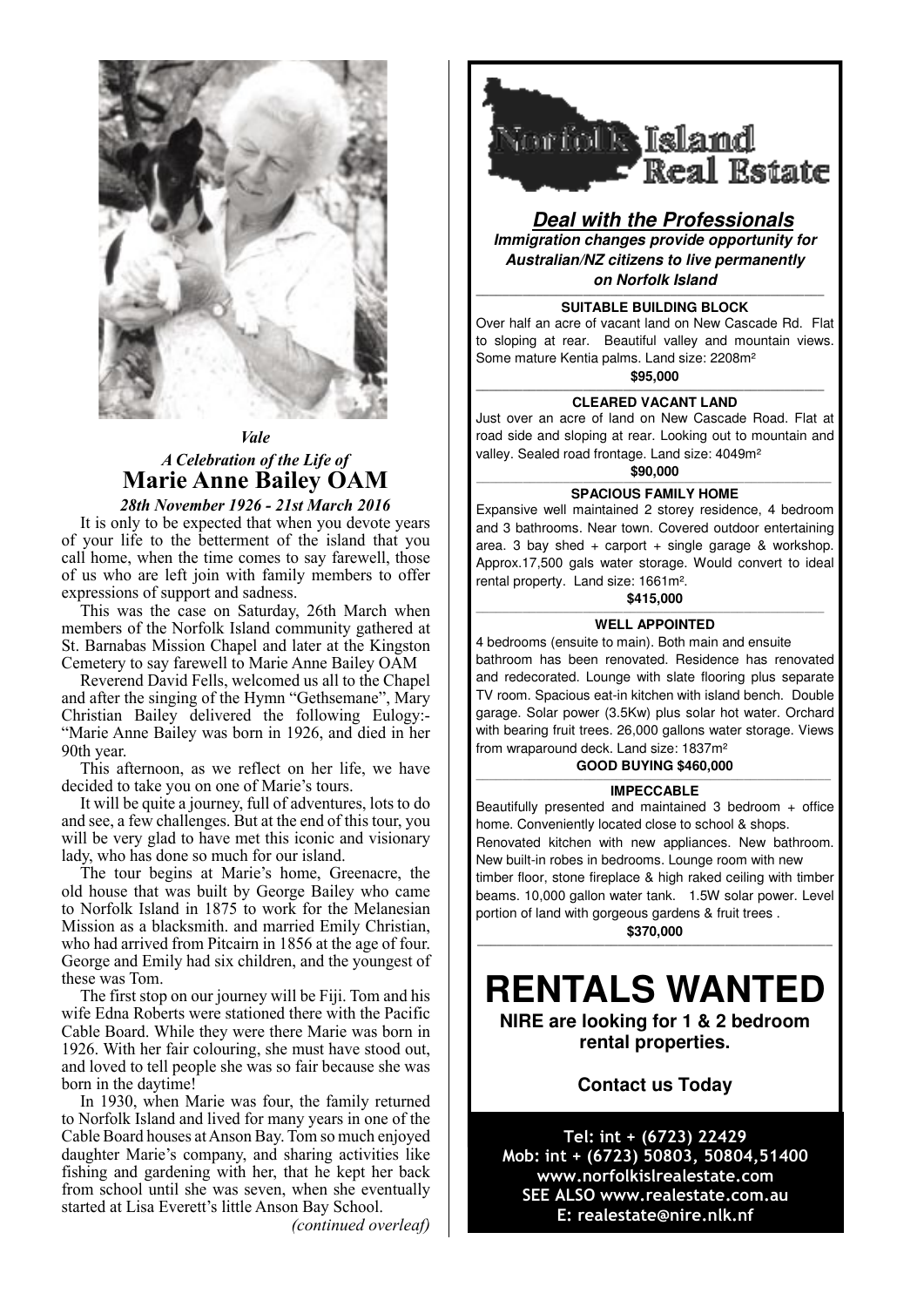*Vale*

*A Celebration of the Life of*

# Marie Anne Bailey OAM

***28th November 1926 - 21st March 2016***

It is only to be expected that when you devote years of your life to the betterment of the island that you call home, when the time comes to say farewell, those of us who are left join with family members to offer expressions of support and sadness.

This was the case on Saturday, 26th March when members of the Norfolk Island community gathered at St. Barnabas Mission Chapel and later at the Kingston Cemetery to say farewell to Marie Anne Bailey OAM

Reverend David Fells, welcomed us all to the Chapel and after the singing of the Hymn "Gethsemane", Mary Christian Bailey delivered the following Eulogy:- "Marie Anne Bailey was born in 1926, and died in her 90th year.

This afternoon, as we reflect on her life, we have decided to take you on one of Marie's tours.

It will be quite a journey, full of adventures, lots to do and see, a few challenges. But at the end of this tour, you will be very glad to have met this iconic and visionary lady, who has done so much for our island.

The tour begins at Marie's home, Greenacre, the old house that was built by George Bailey who came to Norfolk Island in 1875 to work for the Melanesian Mission as a blacksmith. and married Emily Christian, who had arrived from Pitcairn in 1856 at the age of four. George and Emily had six children, and the youngest of these was Tom.

The first stop on our journey will be Fiji. Tom and his wife Edna Roberts were stationed there with the Pacific Cable Board. While they were there Marie was born in 1926. With her fair colouring, she must have stood out, and loved to tell people she was so fair because she was born in the daytime!

In 1930, when Marie was four, the family returned to Norfolk Island and lived for many years in one of the Cable Board houses at Anson Bay. Tom so much enjoyed daughter Marie's company, and sharing activities like fishing and gardening with her, that he kept her back from school until she was seven, when she eventually started at Lisa Everett's little Anson Bay School.

*(continued overleaf)*

---

# Norfolk Island Real Estate

***Deal with the Professionals***

***Immigration changes provide opportunity for Australian/NZ citizens to live permanently on Norfolk Island***

**SUITABLE BUILDING BLOCK**

Over half an acre of vacant land on New Cascade Rd. Flat to sloping at rear. Beautiful valley and mountain views. Some mature Kentia palms. Land size: 2208m²

**$95,000**

**CLEARED VACANT LAND**

Just over an acre of land on New Cascade Road. Flat at road side and sloping at rear. Looking out to mountain and valley. Sealed road frontage. Land size: 4049m²

**$90,000**

**SPACIOUS FAMILY HOME**

Expansive well maintained 2 storey residence, 4 bedroom and 3 bathrooms. Near town. Covered outdoor entertaining area. 3 bay shed + carport + single garage & workshop. Approx.17,500 gals water storage. Would convert to ideal rental property. Land size: 1661m².

**$415,000**

**WELL APPOINTED**

4 bedrooms (ensuite to main). Both main and ensuite bathroom has been renovated. Residence has renovated and redecorated. Lounge with slate flooring plus separate TV room. Spacious eat-in kitchen with island bench. Double garage. Solar power (3.5Kw) plus solar hot water. Orchard with bearing fruit trees. 26,000 gallons water storage. Views from wraparound deck. Land size: 1837m²

**GOOD BUYING $460,000**

**IMPECCABLE**

Beautifully presented and maintained 3 bedroom + office home. Conveniently located close to school & shops. Renovated kitchen with new appliances. New bathroom. New built-in robes in bedrooms. Lounge room with new timber floor, stone fireplace & high raked ceiling with timber beams. 10,000 gallon water tank. 1.5W solar power. Level portion of land with gorgeous gardens & fruit trees .

**$370,000**

# RENTALS WANTED

**NIRE are looking for 1 & 2 bedroom rental properties.**

**Contact us Today**

**Tel: int + (6723) 22429**
**Mob: int + (6723) 50803, 50804,51400**
**www.norfolkislrealestate.com**
**SEE ALSO www.realestate.com.au**
**E: realestate@nire.nlk.nf**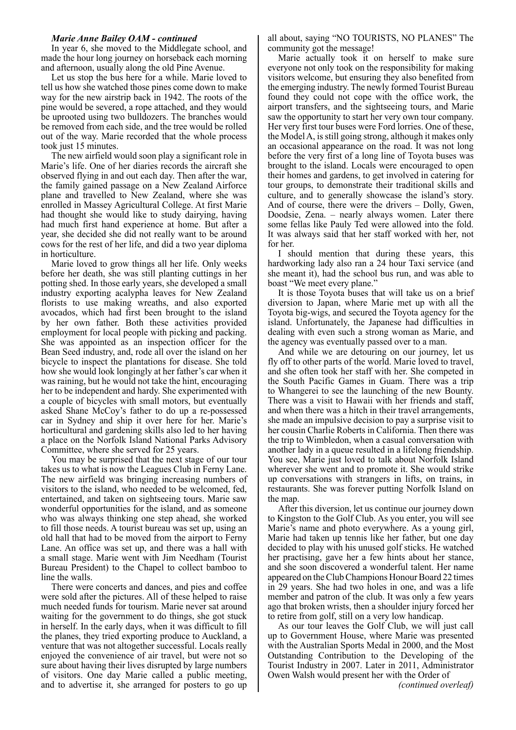***Marie Anne Bailey OAM - continued***

In year 6, she moved to the Middlegate school, and made the hour long journey on horseback each morning and afternoon, usually along the old Pine Avenue.

Let us stop the bus here for a while. Marie loved to tell us how she watched those pines come down to make way for the new airstrip back in 1942. The roots of the pine would be severed, a rope attached, and they would be uprooted using two bulldozers. The branches would be removed from each side, and the tree would be rolled out of the way. Marie recorded that the whole process took just 15 minutes.

The new airfield would soon play a significant role in Marie's life. One of her diaries records the aircraft she observed flying in and out each day. Then after the war, the family gained passage on a New Zealand Airforce plane and travelled to New Zealand, where she was enrolled in Massey Agricultural College. At first Marie had thought she would like to study dairying, having had much first hand experience at home. But after a year, she decided she did not really want to be around cows for the rest of her life, and did a two year diploma in horticulture.

Marie loved to grow things all her life. Only weeks before her death, she was still planting cuttings in her potting shed. In those early years, she developed a small industry exporting acalypha leaves for New Zealand florists to use making wreaths, and also exported avocados, which had first been brought to the island by her own father. Both these activities provided employment for local people with picking and packing. She was appointed as an inspection officer for the Bean Seed industry, and, rode all over the island on her bicycle to inspect the plantations for disease. She told how she would look longingly at her father's car when it was raining, but he would not take the hint, encouraging her to be independent and hardy. She experimented with a couple of bicycles with small motors, but eventually asked Shane McCoy's father to do up a re-possessed car in Sydney and ship it over here for her. Marie's horticultural and gardening skills also led to her having a place on the Norfolk Island National Parks Advisory Committee, where she served for 25 years.

You may be surprised that the next stage of our tour takes us to what is now the Leagues Club in Ferny Lane. The new airfield was bringing increasing numbers of visitors to the island, who needed to be welcomed, fed, entertained, and taken on sightseeing tours. Marie saw wonderful opportunities for the island, and as someone who was always thinking one step ahead, she worked to fill those needs. A tourist bureau was set up, using an old hall that had to be moved from the airport to Ferny Lane. An office was set up, and there was a hall with a small stage. Marie went with Jim Needham (Tourist Bureau President) to the Chapel to collect bamboo to line the walls.

There were concerts and dances, and pies and coffee were sold after the pictures. All of these helped to raise much needed funds for tourism. Marie never sat around waiting for the government to do things, she got stuck in herself. In the early days, when it was difficult to fill the planes, they tried exporting produce to Auckland, a venture that was not altogether successful. Locals really enjoyed the convenience of air travel, but were not so sure about having their lives disrupted by large numbers of visitors. One day Marie called a public meeting, and to advertise it, she arranged for posters to go up all about, saying "NO TOURISTS, NO PLANES" The community got the message!

Marie actually took it on herself to make sure everyone not only took on the responsibility for making visitors welcome, but ensuring they also benefited from the emerging industry. The newly formed Tourist Bureau found they could not cope with the office work, the airport transfers, and the sightseeing tours, and Marie saw the opportunity to start her very own tour company. Her very first tour buses were Ford lorries. One of these, the Model A, is still going strong, although it makes only an occasional appearance on the road. It was not long before the very first of a long line of Toyota buses was brought to the island. Locals were encouraged to open their homes and gardens, to get involved in catering for tour groups, to demonstrate their traditional skills and culture, and to generally showcase the island's story. And of course, there were the drivers – Dolly, Gwen, Doodsie, Zena. – nearly always women. Later there some fellas like Pauly Ted were allowed into the fold. It was always said that her staff worked with her, not for her.

I should mention that during these years, this hardworking lady also ran a 24 hour Taxi service (and she meant it), had the school bus run, and was able to boast "We meet every plane."

It is those Toyota buses that will take us on a brief diversion to Japan, where Marie met up with all the Toyota big-wigs, and secured the Toyota agency for the island. Unfortunately, the Japanese had difficulties in dealing with even such a strong woman as Marie, and the agency was eventually passed over to a man.

And while we are detouring on our journey, let us fly off to other parts of the world. Marie loved to travel, and she often took her staff with her. She competed in the South Pacific Games in Guam. There was a trip to Whangerei to see the launching of the new Bounty. There was a visit to Hawaii with her friends and staff, and when there was a hitch in their travel arrangements, she made an impulsive decision to pay a surprise visit to her cousin Charlie Roberts in California. Then there was the trip to Wimbledon, when a casual conversation with another lady in a queue resulted in a lifelong friendship. You see, Marie just loved to talk about Norfolk Island wherever she went and to promote it. She would strike up conversations with strangers in lifts, on trains, in restaurants. She was forever putting Norfolk Island on the map.

After this diversion, let us continue our journey down to Kingston to the Golf Club. As you enter, you will see Marie's name and photo everywhere. As a young girl, Marie had taken up tennis like her father, but one day decided to play with his unused golf sticks. He watched her practising, gave her a few hints about her stance, and she soon discovered a wonderful talent. Her name appeared on the Club Champions Honour Board 22 times in 29 years. She had two holes in one, and was a life member and patron of the club. It was only a few years ago that broken wrists, then a shoulder injury forced her to retire from golf, still on a very low handicap.

As our tour leaves the Golf Club, we will just call up to Government House, where Marie was presented with the Australian Sports Medal in 2000, and the Most Outstanding Contribution to the Developing of the Tourist Industry in 2007. Later in 2011, Administrator Owen Walsh would present her with the Order of

*(continued overleaf)*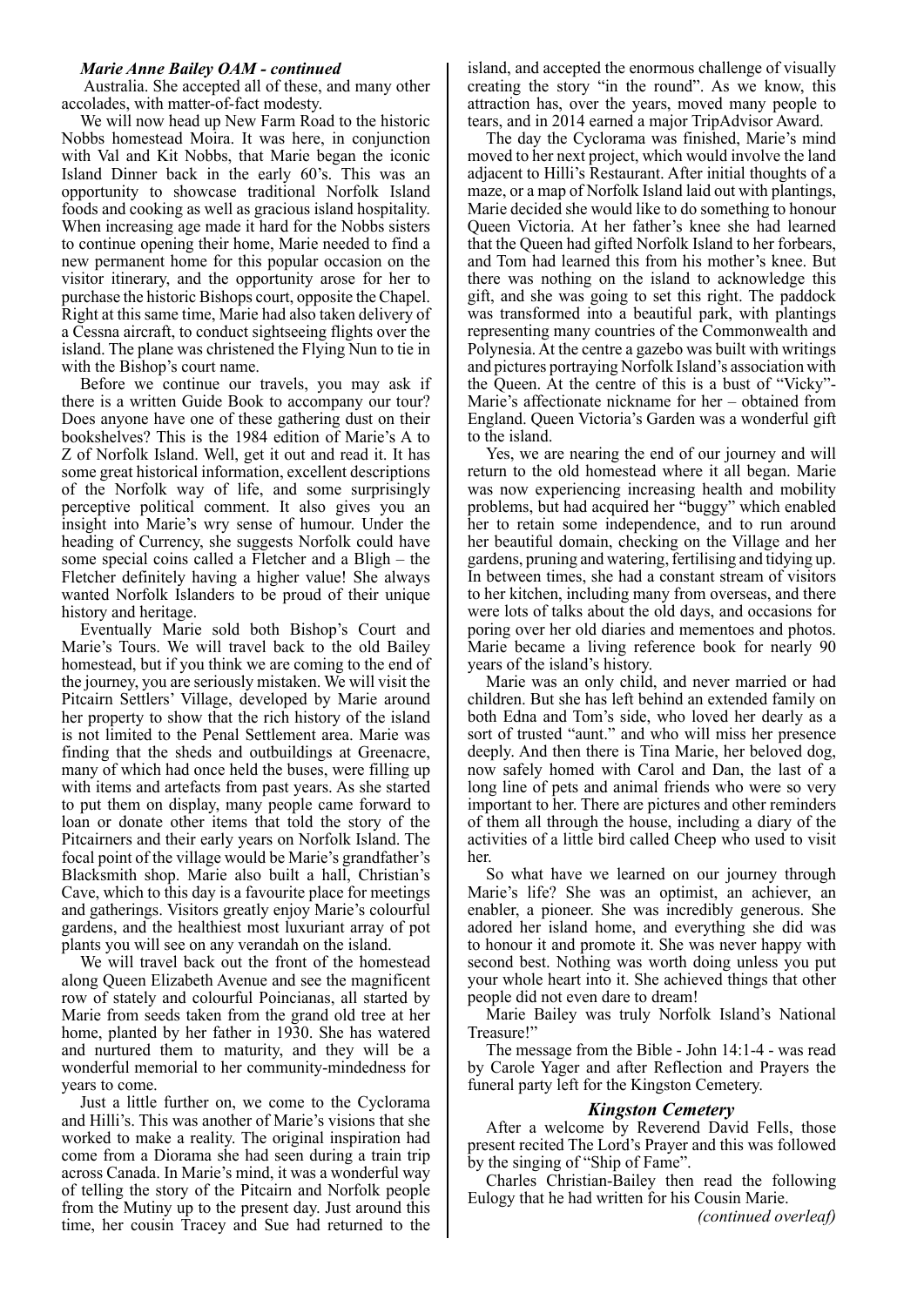***Marie Anne Bailey OAM - continued***

Australia. She accepted all of these, and many other accolades, with matter-of-fact modesty.

We will now head up New Farm Road to the historic Nobbs homestead Moira. It was here, in conjunction with Val and Kit Nobbs, that Marie began the iconic Island Dinner back in the early 60's. This was an opportunity to showcase traditional Norfolk Island foods and cooking as well as gracious island hospitality. When increasing age made it hard for the Nobbs sisters to continue opening their home, Marie needed to find a new permanent home for this popular occasion on the visitor itinerary, and the opportunity arose for her to purchase the historic Bishops court, opposite the Chapel. Right at this same time, Marie had also taken delivery of a Cessna aircraft, to conduct sightseeing flights over the island. The plane was christened the Flying Nun to tie in with the Bishop's court name.

Before we continue our travels, you may ask if there is a written Guide Book to accompany our tour? Does anyone have one of these gathering dust on their bookshelves? This is the 1984 edition of Marie's A to Z of Norfolk Island. Well, get it out and read it. It has some great historical information, excellent descriptions of the Norfolk way of life, and some surprisingly perceptive political comment. It also gives you an insight into Marie's wry sense of humour. Under the heading of Currency, she suggests Norfolk could have some special coins called a Fletcher and a Bligh – the Fletcher definitely having a higher value! She always wanted Norfolk Islanders to be proud of their unique history and heritage.

Eventually Marie sold both Bishop's Court and Marie's Tours. We will travel back to the old Bailey homestead, but if you think we are coming to the end of the journey, you are seriously mistaken. We will visit the Pitcairn Settlers' Village, developed by Marie around her property to show that the rich history of the island is not limited to the Penal Settlement area. Marie was finding that the sheds and outbuildings at Greenacre, many of which had once held the buses, were filling up with items and artefacts from past years. As she started to put them on display, many people came forward to loan or donate other items that told the story of the Pitcairners and their early years on Norfolk Island. The focal point of the village would be Marie's grandfather's Blacksmith shop. Marie also built a hall, Christian's Cave, which to this day is a favourite place for meetings and gatherings. Visitors greatly enjoy Marie's colourful gardens, and the healthiest most luxuriant array of pot plants you will see on any verandah on the island.

We will travel back out the front of the homestead along Queen Elizabeth Avenue and see the magnificent row of stately and colourful Poincianas, all started by Marie from seeds taken from the grand old tree at her home, planted by her father in 1930. She has watered and nurtured them to maturity, and they will be a wonderful memorial to her community-mindedness for years to come.

Just a little further on, we come to the Cyclorama and Hilli's. This was another of Marie's visions that she worked to make a reality. The original inspiration had come from a Diorama she had seen during a train trip across Canada. In Marie's mind, it was a wonderful way of telling the story of the Pitcairn and Norfolk people from the Mutiny up to the present day. Just around this time, her cousin Tracey and Sue had returned to the island, and accepted the enormous challenge of visually creating the story "in the round". As we know, this attraction has, over the years, moved many people to tears, and in 2014 earned a major TripAdvisor Award.

The day the Cyclorama was finished, Marie's mind moved to her next project, which would involve the land adjacent to Hilli's Restaurant. After initial thoughts of a maze, or a map of Norfolk Island laid out with plantings, Marie decided she would like to do something to honour Queen Victoria. At her father's knee she had learned that the Queen had gifted Norfolk Island to her forbears, and Tom had learned this from his mother's knee. But there was nothing on the island to acknowledge this gift, and she was going to set this right. The paddock was transformed into a beautiful park, with plantings representing many countries of the Commonwealth and Polynesia. At the centre a gazebo was built with writings and pictures portraying Norfolk Island's association with the Queen. At the centre of this is a bust of "Vicky"- Marie's affectionate nickname for her – obtained from England. Queen Victoria's Garden was a wonderful gift to the island.

Yes, we are nearing the end of our journey and will return to the old homestead where it all began. Marie was now experiencing increasing health and mobility problems, but had acquired her "buggy" which enabled her to retain some independence, and to run around her beautiful domain, checking on the Village and her gardens, pruning and watering, fertilising and tidying up. In between times, she had a constant stream of visitors to her kitchen, including many from overseas, and there were lots of talks about the old days, and occasions for poring over her old diaries and mementoes and photos. Marie became a living reference book for nearly 90 years of the island's history.

Marie was an only child, and never married or had children. But she has left behind an extended family on both Edna and Tom's side, who loved her dearly as a sort of trusted "aunt." and who will miss her presence deeply. And then there is Tina Marie, her beloved dog, now safely homed with Carol and Dan, the last of a long line of pets and animal friends who were so very important to her. There are pictures and other reminders of them all through the house, including a diary of the activities of a little bird called Cheep who used to visit her.

So what have we learned on our journey through Marie's life? She was an optimist, an achiever, an enabler, a pioneer. She was incredibly generous. She adored her island home, and everything she did was to honour it and promote it. She was never happy with second best. Nothing was worth doing unless you put your whole heart into it. She achieved things that other people did not even dare to dream!

Marie Bailey was truly Norfolk Island's National Treasure!"

The message from the Bible - John 14:1-4 - was read by Carole Yager and after Reflection and Prayers the funeral party left for the Kingston Cemetery.

### *Kingston Cemetery*

After a welcome by Reverend David Fells, those present recited The Lord's Prayer and this was followed by the singing of "Ship of Fame".

Charles Christian-Bailey then read the following Eulogy that he had written for his Cousin Marie.

*(continued overleaf)*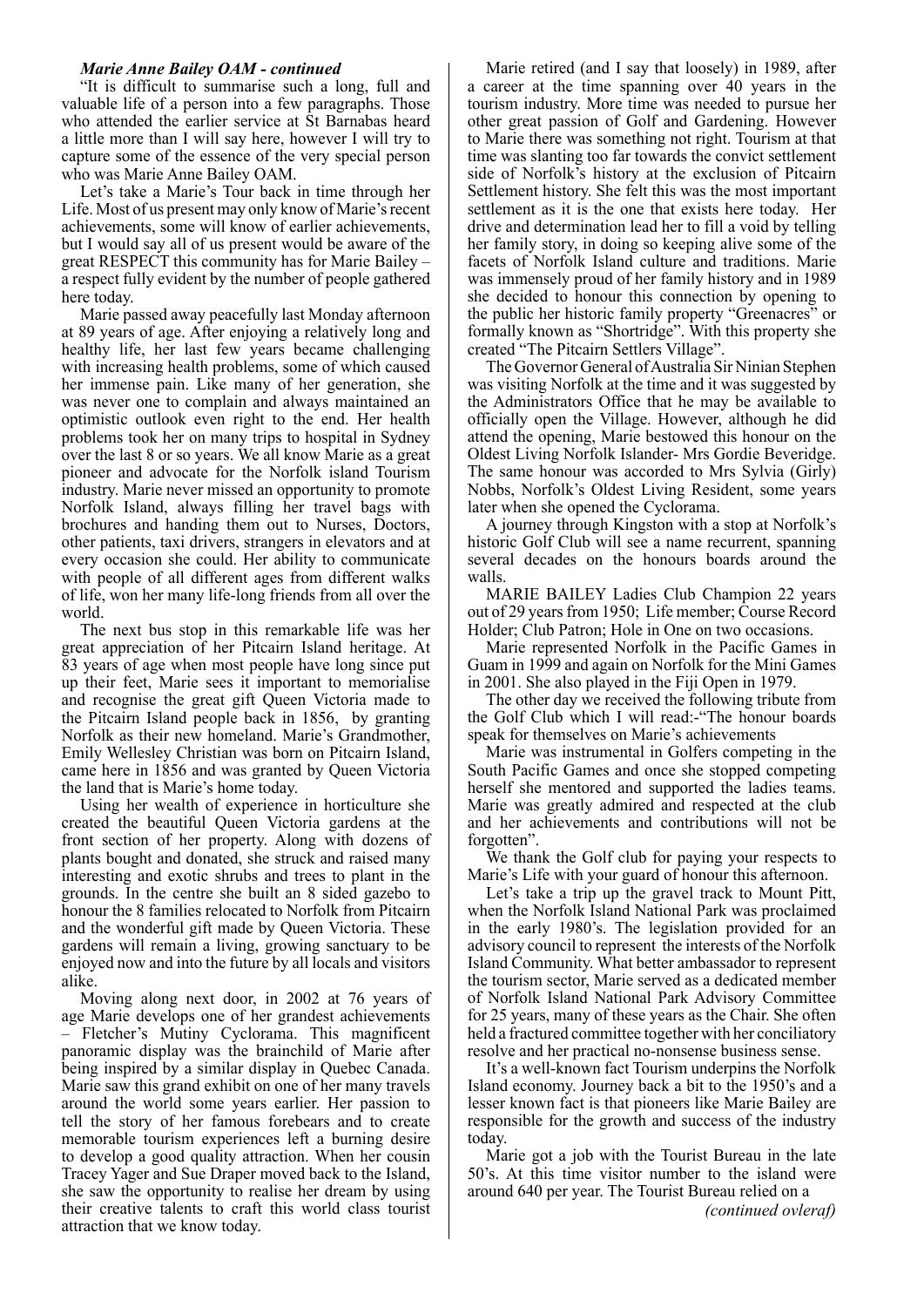***Marie Anne Bailey OAM - continued***

"It is difficult to summarise such a long, full and valuable life of a person into a few paragraphs. Those who attended the earlier service at St Barnabas heard a little more than I will say here, however I will try to capture some of the essence of the very special person who was Marie Anne Bailey OAM.

Let's take a Marie's Tour back in time through her Life. Most of us present may only know of Marie's recent achievements, some will know of earlier achievements, but I would say all of us present would be aware of the great RESPECT this community has for Marie Bailey – a respect fully evident by the number of people gathered here today.

Marie passed away peacefully last Monday afternoon at 89 years of age. After enjoying a relatively long and healthy life, her last few years became challenging with increasing health problems, some of which caused her immense pain. Like many of her generation, she was never one to complain and always maintained an optimistic outlook even right to the end. Her health problems took her on many trips to hospital in Sydney over the last 8 or so years. We all know Marie as a great pioneer and advocate for the Norfolk island Tourism industry. Marie never missed an opportunity to promote Norfolk Island, always filling her travel bags with brochures and handing them out to Nurses, Doctors, other patients, taxi drivers, strangers in elevators and at every occasion she could. Her ability to communicate with people of all different ages from different walks of life, won her many life-long friends from all over the world.

The next bus stop in this remarkable life was her great appreciation of her Pitcairn Island heritage. At 83 years of age when most people have long since put up their feet, Marie sees it important to memorialise and recognise the great gift Queen Victoria made to the Pitcairn Island people back in 1856, by granting Norfolk as their new homeland. Marie's Grandmother, Emily Wellesley Christian was born on Pitcairn Island, came here in 1856 and was granted by Queen Victoria the land that is Marie's home today.

Using her wealth of experience in horticulture she created the beautiful Queen Victoria gardens at the front section of her property. Along with dozens of plants bought and donated, she struck and raised many interesting and exotic shrubs and trees to plant in the grounds. In the centre she built an 8 sided gazebo to honour the 8 families relocated to Norfolk from Pitcairn and the wonderful gift made by Queen Victoria. These gardens will remain a living, growing sanctuary to be enjoyed now and into the future by all locals and visitors alike.

Moving along next door, in 2002 at 76 years of age Marie develops one of her grandest achievements – Fletcher's Mutiny Cyclorama. This magnificent panoramic display was the brainchild of Marie after being inspired by a similar display in Quebec Canada. Marie saw this grand exhibit on one of her many travels around the world some years earlier. Her passion to tell the story of her famous forebears and to create memorable tourism experiences left a burning desire to develop a good quality attraction. When her cousin Tracey Yager and Sue Draper moved back to the Island, she saw the opportunity to realise her dream by using their creative talents to craft this world class tourist attraction that we know today.

Marie retired (and I say that loosely) in 1989, after a career at the time spanning over 40 years in the tourism industry. More time was needed to pursue her other great passion of Golf and Gardening. However to Marie there was something not right. Tourism at that time was slanting too far towards the convict settlement side of Norfolk's history at the exclusion of Pitcairn Settlement history. She felt this was the most important settlement as it is the one that exists here today. Her drive and determination lead her to fill a void by telling her family story, in doing so keeping alive some of the facets of Norfolk Island culture and traditions. Marie was immensely proud of her family history and in 1989 she decided to honour this connection by opening to the public her historic family property "Greenacres" or formally known as "Shortridge". With this property she created "The Pitcairn Settlers Village".

The Governor General of Australia Sir Ninian Stephen was visiting Norfolk at the time and it was suggested by the Administrators Office that he may be available to officially open the Village. However, although he did attend the opening, Marie bestowed this honour on the Oldest Living Norfolk Islander- Mrs Gordie Beveridge. The same honour was accorded to Mrs Sylvia (Girly) Nobbs, Norfolk's Oldest Living Resident, some years later when she opened the Cyclorama.

A journey through Kingston with a stop at Norfolk's historic Golf Club will see a name recurrent, spanning several decades on the honours boards around the walls.

MARIE BAILEY Ladies Club Champion 22 years out of 29 years from 1950; Life member; Course Record Holder; Club Patron; Hole in One on two occasions.

Marie represented Norfolk in the Pacific Games in Guam in 1999 and again on Norfolk for the Mini Games in 2001. She also played in the Fiji Open in 1979.

The other day we received the following tribute from the Golf Club which I will read:-"The honour boards speak for themselves on Marie's achievements

Marie was instrumental in Golfers competing in the South Pacific Games and once she stopped competing herself she mentored and supported the ladies teams. Marie was greatly admired and respected at the club and her achievements and contributions will not be forgotten".

We thank the Golf club for paying your respects to Marie's Life with your guard of honour this afternoon.

Let's take a trip up the gravel track to Mount Pitt, when the Norfolk Island National Park was proclaimed in the early 1980's. The legislation provided for an advisory council to represent the interests of the Norfolk Island Community. What better ambassador to represent the tourism sector, Marie served as a dedicated member of Norfolk Island National Park Advisory Committee for 25 years, many of these years as the Chair. She often held a fractured committee together with her conciliatory resolve and her practical no-nonsense business sense.

It's a well-known fact Tourism underpins the Norfolk Island economy. Journey back a bit to the 1950's and a lesser known fact is that pioneers like Marie Bailey are responsible for the growth and success of the industry today.

Marie got a job with the Tourist Bureau in the late 50's. At this time visitor number to the island were around 640 per year. The Tourist Bureau relied on a

*(continued ovleraf)*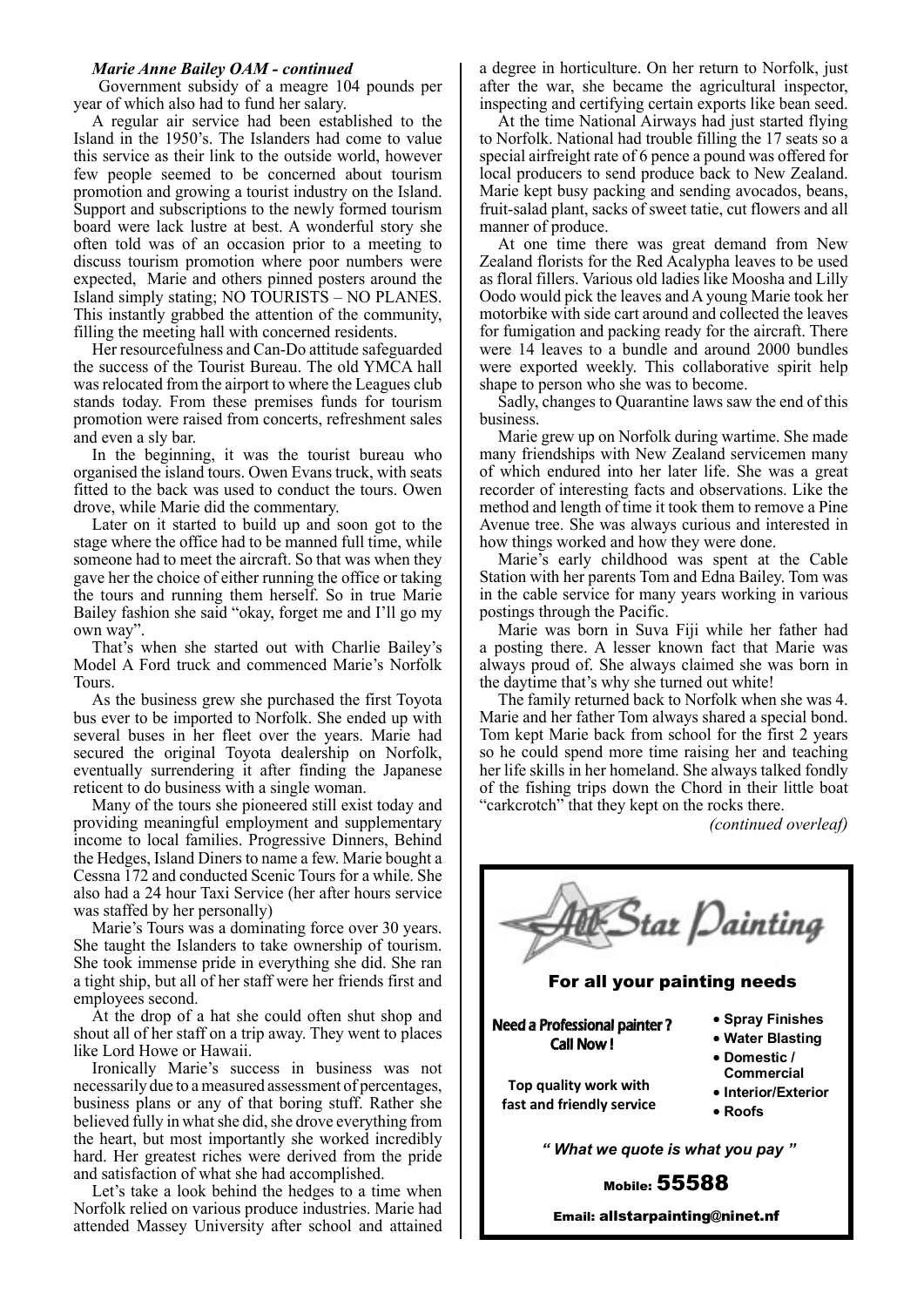***Marie Anne Bailey OAM - continued***

Government subsidy of a meagre 104 pounds per year of which also had to fund her salary.

A regular air service had been established to the Island in the 1950's. The Islanders had come to value this service as their link to the outside world, however few people seemed to be concerned about tourism promotion and growing a tourist industry on the Island. Support and subscriptions to the newly formed tourism board were lack lustre at best. A wonderful story she often told was of an occasion prior to a meeting to discuss tourism promotion where poor numbers were expected, Marie and others pinned posters around the Island simply stating; NO TOURISTS – NO PLANES. This instantly grabbed the attention of the community, filling the meeting hall with concerned residents.

Her resourcefulness and Can-Do attitude safeguarded the success of the Tourist Bureau. The old YMCA hall was relocated from the airport to where the Leagues club stands today. From these premises funds for tourism promotion were raised from concerts, refreshment sales and even a sly bar.

In the beginning, it was the tourist bureau who organised the island tours. Owen Evans truck, with seats fitted to the back was used to conduct the tours. Owen drove, while Marie did the commentary.

Later on it started to build up and soon got to the stage where the office had to be manned full time, while someone had to meet the aircraft. So that was when they gave her the choice of either running the office or taking the tours and running them herself. So in true Marie Bailey fashion she said "okay, forget me and I'll go my own way".

That's when she started out with Charlie Bailey's Model A Ford truck and commenced Marie's Norfolk Tours.

As the business grew she purchased the first Toyota bus ever to be imported to Norfolk. She ended up with several buses in her fleet over the years. Marie had secured the original Toyota dealership on Norfolk, eventually surrendering it after finding the Japanese reticent to do business with a single woman.

Many of the tours she pioneered still exist today and providing meaningful employment and supplementary income to local families. Progressive Dinners, Behind the Hedges, Island Diners to name a few. Marie bought a Cessna 172 and conducted Scenic Tours for a while. She also had a 24 hour Taxi Service (her after hours service was staffed by her personally)

Marie's Tours was a dominating force over 30 years. She taught the Islanders to take ownership of tourism. She took immense pride in everything she did. She ran a tight ship, but all of her staff were her friends first and employees second.

At the drop of a hat she could often shut shop and shout all of her staff on a trip away. They went to places like Lord Howe or Hawaii.

Ironically Marie's success in business was not necessarily due to a measured assessment of percentages, business plans or any of that boring stuff. Rather she believed fully in what she did, she drove everything from the heart, but most importantly she worked incredibly hard. Her greatest riches were derived from the pride and satisfaction of what she had accomplished.

Let's take a look behind the hedges to a time when Norfolk relied on various produce industries. Marie had attended Massey University after school and attained a degree in horticulture. On her return to Norfolk, just after the war, she became the agricultural inspector, inspecting and certifying certain exports like bean seed.

At the time National Airways had just started flying to Norfolk. National had trouble filling the 17 seats so a special airfreight rate of 6 pence a pound was offered for local producers to send produce back to New Zealand. Marie kept busy packing and sending avocados, beans, fruit-salad plant, sacks of sweet tatie, cut flowers and all manner of produce.

At one time there was great demand from New Zealand florists for the Red Acalypha leaves to be used as floral fillers. Various old ladies like Moosha and Lilly Oodo would pick the leaves and A young Marie took her motorbike with side cart around and collected the leaves for fumigation and packing ready for the aircraft. There were 14 leaves to a bundle and around 2000 bundles were exported weekly. This collaborative spirit help shape to person who she was to become.

Sadly, changes to Quarantine laws saw the end of this business.

Marie grew up on Norfolk during wartime. She made many friendships with New Zealand servicemen many of which endured into her later life. She was a great recorder of interesting facts and observations. Like the method and length of time it took them to remove a Pine Avenue tree. She was always curious and interested in how things worked and how they were done.

Marie's early childhood was spent at the Cable Station with her parents Tom and Edna Bailey. Tom was in the cable service for many years working in various postings through the Pacific.

Marie was born in Suva Fiji while her father had a posting there. A lesser known fact that Marie was always proud of. She always claimed she was born in the daytime that's why she turned out white!

The family returned back to Norfolk when she was 4. Marie and her father Tom always shared a special bond. Tom kept Marie back from school for the first 2 years so he could spend more time raising her and teaching her life skills in her homeland. She always talked fondly of the fishing trips down the Chord in their little boat "carkcrotch" that they kept on the rocks there.

*(continued overleaf)*

---

**All Star Painting**

**For all your painting needs**

**Need a Professional painter ? Call Now !**

**Top quality work with fast and friendly service**

- **Spray Finishes**
- **Water Blasting**
- **Domestic / Commercial**
- **Interior/Exterior**
- **Roofs**

***" What we quote is what you pay "***

**Mobile: 55588**

**Email: allstarpainting@ninet.nf**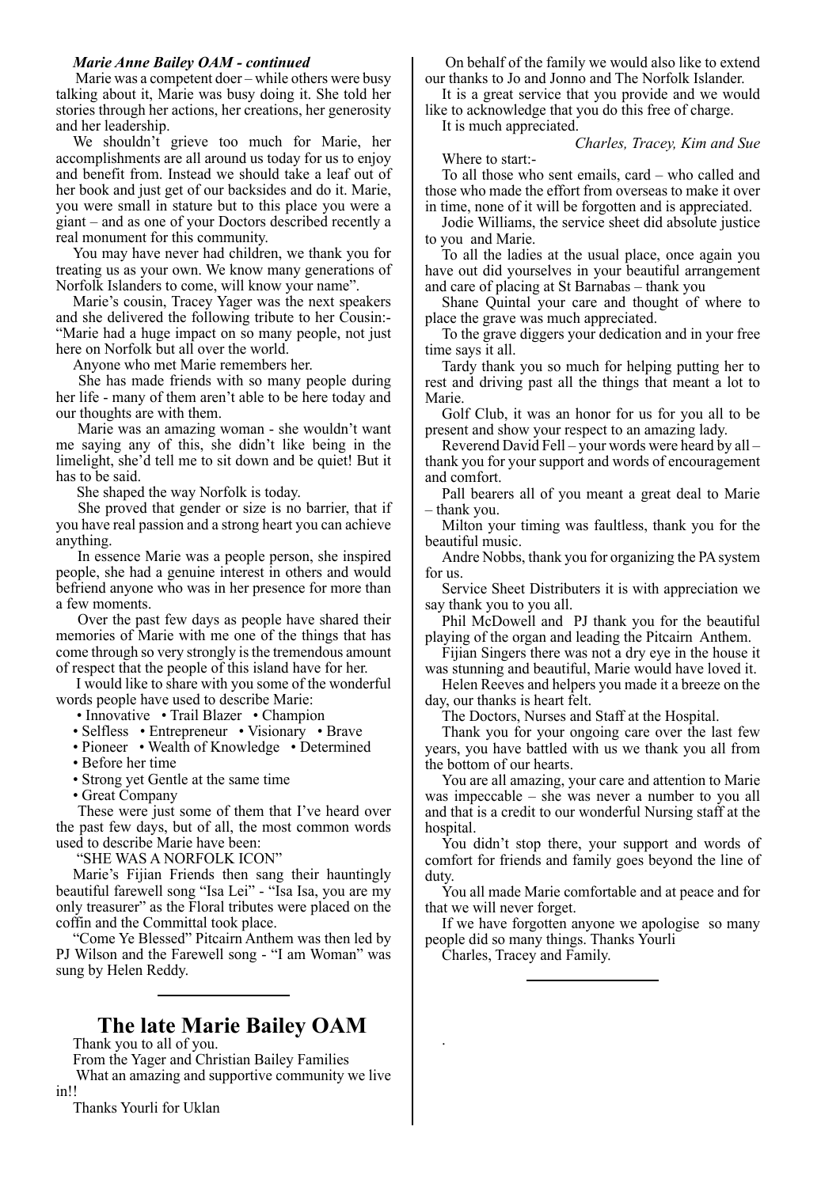***Marie Anne Bailey OAM - continued***

Marie was a competent doer – while others were busy talking about it, Marie was busy doing it. She told her stories through her actions, her creations, her generosity and her leadership.

We shouldn't grieve too much for Marie, her accomplishments are all around us today for us to enjoy and benefit from. Instead we should take a leaf out of her book and just get of our backsides and do it. Marie, you were small in stature but to this place you were a giant – and as one of your Doctors described recently a real monument for this community.

You may have never had children, we thank you for treating us as your own. We know many generations of Norfolk Islanders to come, will know your name".

Marie's cousin, Tracey Yager was the next speakers and she delivered the following tribute to her Cousin:- "Marie had a huge impact on so many people, not just here on Norfolk but all over the world.

Anyone who met Marie remembers her.

She has made friends with so many people during her life - many of them aren't able to be here today and our thoughts are with them.

Marie was an amazing woman - she wouldn't want me saying any of this, she didn't like being in the limelight, she'd tell me to sit down and be quiet! But it has to be said.

She shaped the way Norfolk is today.

She proved that gender or size is no barrier, that if you have real passion and a strong heart you can achieve anything.

In essence Marie was a people person, she inspired people, she had a genuine interest in others and would befriend anyone who was in her presence for more than a few moments.

Over the past few days as people have shared their memories of Marie with me one of the things that has come through so very strongly is the tremendous amount of respect that the people of this island have for her.

I would like to share with you some of the wonderful words people have used to describe Marie:

- Innovative • Trail Blazer • Champion
- Selfless • Entrepreneur • Visionary • Brave
- Pioneer • Wealth of Knowledge • Determined
- Before her time
- Strong yet Gentle at the same time
- Great Company

These were just some of them that I've heard over the past few days, but of all, the most common words used to describe Marie have been:

"SHE WAS A NORFOLK ICON"

Marie's Fijian Friends then sang their hauntingly beautiful farewell song "Isa Lei" - "Isa Isa, you are my only treasurer" as the Floral tributes were placed on the coffin and the Committal took place.

"Come Ye Blessed" Pitcairn Anthem was then led by PJ Wilson and the Farewell song - "I am Woman" was sung by Helen Reddy.

---

# The late Marie Bailey OAM

Thank you to all of you.

From the Yager and Christian Bailey Families

What an amazing and supportive community we live in!!

Thanks Yourli for Uklan

On behalf of the family we would also like to extend our thanks to Jo and Jonno and The Norfolk Islander.

It is a great service that you provide and we would like to acknowledge that you do this free of charge.

It is much appreciated.

*Charles, Tracey, Kim and Sue*

Where to start:-

To all those who sent emails, card – who called and those who made the effort from overseas to make it over in time, none of it will be forgotten and is appreciated.

Jodie Williams, the service sheet did absolute justice to you and Marie.

To all the ladies at the usual place, once again you have out did yourselves in your beautiful arrangement and care of placing at St Barnabas – thank you

Shane Quintal your care and thought of where to place the grave was much appreciated.

To the grave diggers your dedication and in your free time says it all.

Tardy thank you so much for helping putting her to rest and driving past all the things that meant a lot to Marie.

Golf Club, it was an honor for us for you all to be present and show your respect to an amazing lady.

Reverend David Fell – your words were heard by all – thank you for your support and words of encouragement and comfort.

Pall bearers all of you meant a great deal to Marie – thank you.

Milton your timing was faultless, thank you for the beautiful music.

Andre Nobbs, thank you for organizing the PA system for us.

Service Sheet Distributers it is with appreciation we say thank you to you all.

Phil McDowell and PJ thank you for the beautiful playing of the organ and leading the Pitcairn Anthem.

Fijian Singers there was not a dry eye in the house it was stunning and beautiful, Marie would have loved it.

Helen Reeves and helpers you made it a breeze on the day, our thanks is heart felt.

The Doctors, Nurses and Staff at the Hospital.

Thank you for your ongoing care over the last few years, you have battled with us we thank you all from the bottom of our hearts.

You are all amazing, your care and attention to Marie was impeccable – she was never a number to you all and that is a credit to our wonderful Nursing staff at the hospital.

You didn't stop there, your support and words of comfort for friends and family goes beyond the line of duty.

You all made Marie comfortable and at peace and for that we will never forget.

If we have forgotten anyone we apologise so many people did so many things. Thanks Yourli

Charles, Tracey and Family.

---

.